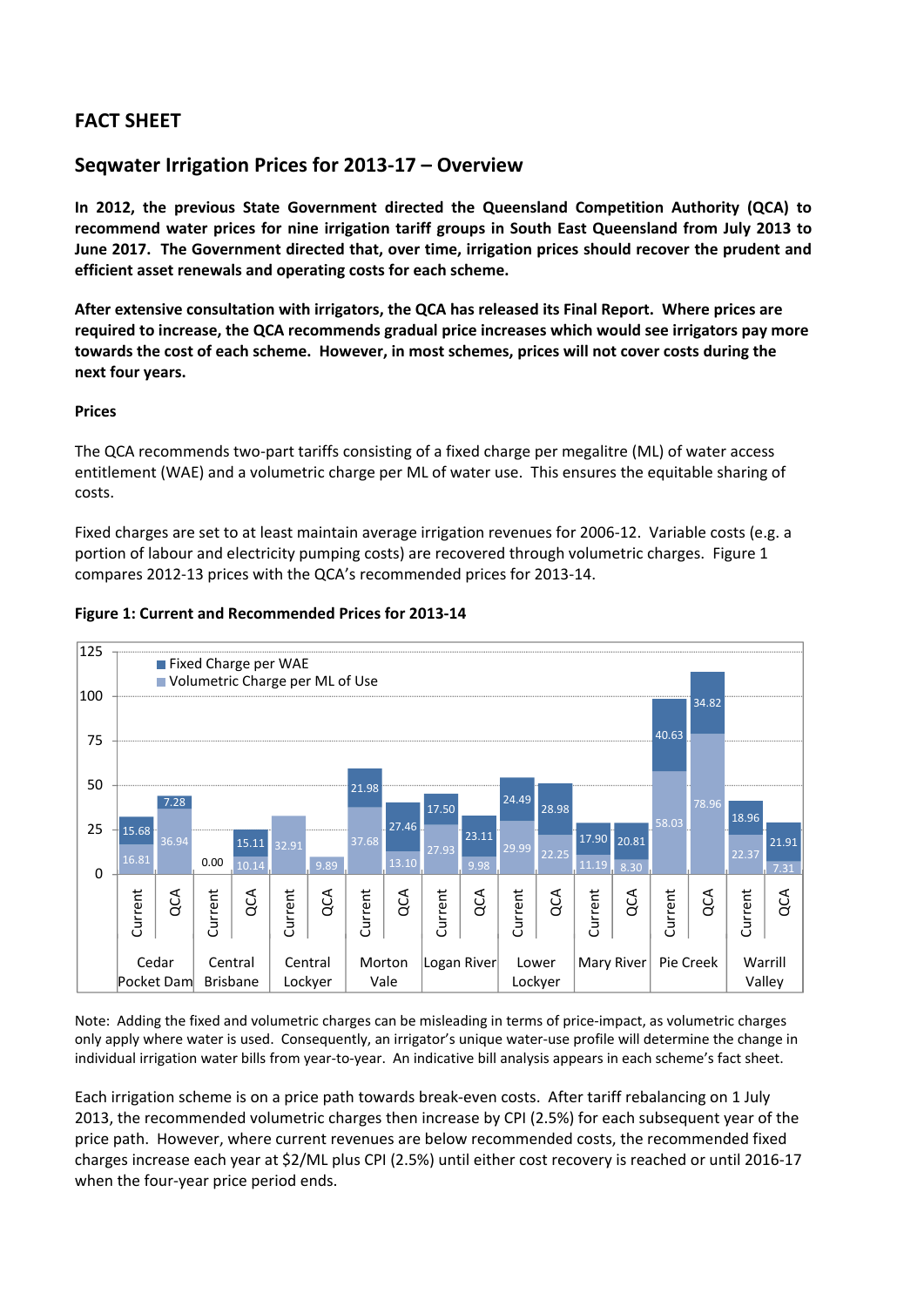## FACT SHEET

## Seqwater Irrigation Prices for 2013-17 – Overview

**In 2012, the previous State Government directed the Queensland Competition Authority (QCA) to recommend water prices for nine irrigation tariff groups in South East Queensland from July 2013 to June 2017. The Government directed that, over time, irrigation prices should recover the prudent and efficient asset renewals and operating costs for each scheme.**

**After extensive consultation with irrigators, the QCA has released its Final Report. Where prices are required to increase, the QCA recommends gradual price increases which would see irrigators pay more towards the cost of each scheme. However, in most schemes, prices will not cover costs during the next four years.**

### Prices

The QCA recommends two-part tariffs consisting of a fixed charge per megalitre (ML) of water access entitlement (WAE) and a volumetric charge per ML of water use. This ensures the equitable sharing of costs.

Fixed charges are set to at least maintain average irrigation revenues for 2006-12. Variable costs (e.g. a portion of labour and electricity pumping costs) are recovered through volumetric charges. Figure 1 compares 2012-13 prices with the QCA's recommended prices for 2013-14.

**Figure 1: Current and Recommended Prices for 2013-14**

| Scheme | Price | Fixed Charge per WAE | Volumetric Charge per ML of Use |
|---|---|---|---|
| Cedar Pocket Dam | Current | 15.68 | 16.81 |
| | QCA | 7.28 | 36.94 |
| Central Brisbane | Current | 0.00 | |
| | QCA | 15.11 | 10.14 |
| Central Lockyer | Current | | 32.91 |
| | QCA | | 9.89 |
| Morton Vale | Current | 21.98 | 37.68 |
| | QCA | 27.46 | 13.10 |
| Logan River | Current | 17.50 | 27.93 |
| | QCA | 23.11 | 9.98 |
| Lower Lockyer | Current | 24.49 | 29.99 |
| | QCA | 28.98 | 22.25 |
| Mary River | Current | 17.90 | 11.19 |
| | QCA | 20.81 | 8.30 |
| Pie Creek | Current | 40.63 | 58.03 |
| | QCA | 34.82 | 78.96 |
| Warrill Valley | Current | 18.96 | 22.37 |
| | QCA | 21.91 | 7.31 |

Note: Adding the fixed and volumetric charges can be misleading in terms of price-impact, as volumetric charges only apply where water is used. Consequently, an irrigator's unique water-use profile will determine the change in individual irrigation water bills from year-to-year. An indicative bill analysis appears in each scheme's fact sheet.

Each irrigation scheme is on a price path towards break-even costs. After tariff rebalancing on 1 July 2013, the recommended volumetric charges then increase by CPI (2.5%) for each subsequent year of the price path. However, where current revenues are below recommended costs, the recommended fixed charges increase each year at $2/ML plus CPI (2.5%) until either cost recovery is reached or until 2016-17 when the four-year price period ends.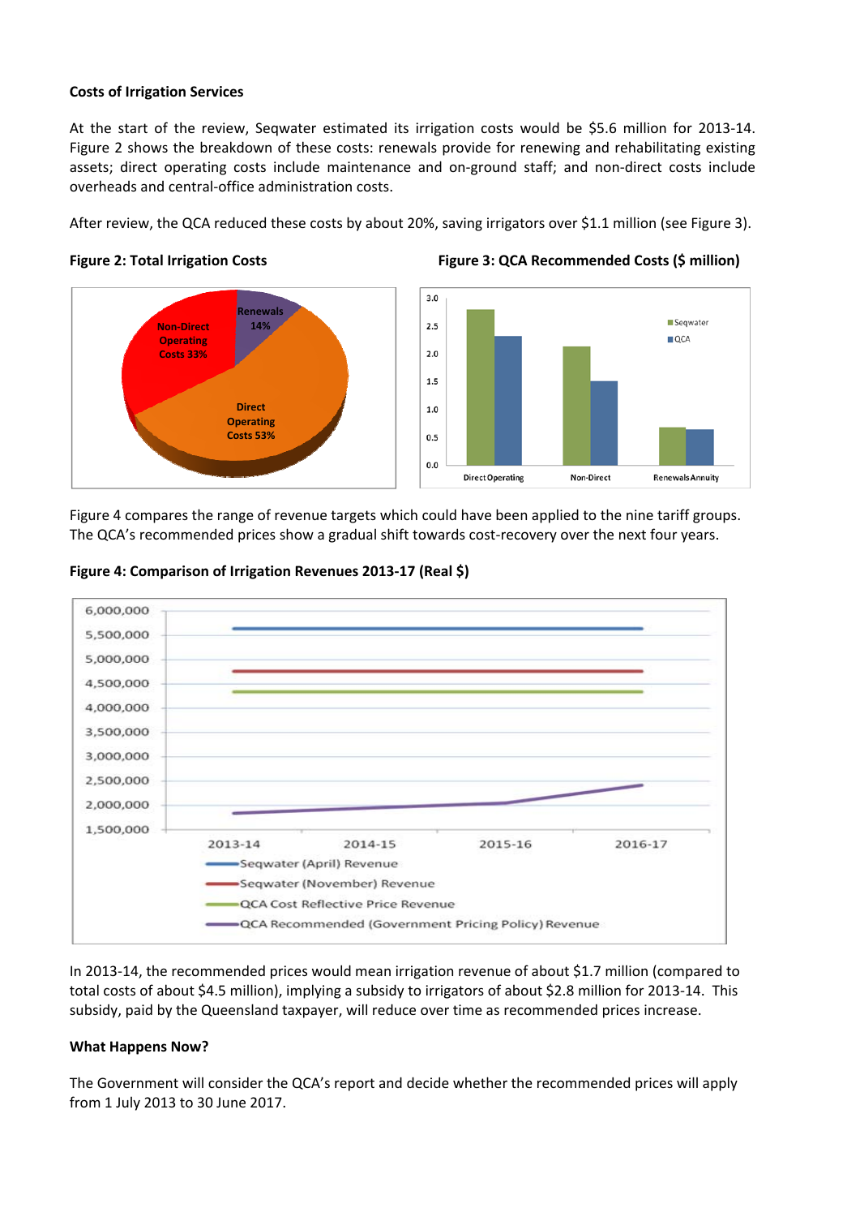**Costs of Irrigation Services**

At the start of the review, Seqwater estimated its irrigation costs would be $5.6 million for 2013-14. Figure 2 shows the breakdown of these costs: renewals provide for renewing and rehabilitating existing assets; direct operating costs include maintenance and on-ground staff; and non-direct costs include overheads and central-office administration costs.

After review, the QCA reduced these costs by about 20%, saving irrigators over $1.1 million (see Figure 3).

**Figure 2: Total Irrigation Costs**

Renewals 14%
Non-Direct Operating Costs 33%
Direct Operating Costs 53%

**Figure 3: QCA Recommended Costs ($ million)**

3.0
2.5
2.0
1.5
1.0
0.5
0.0

Seqwater
QCA

Direct Operating
Non-Direct
Renewals Annuity

Figure 4 compares the range of revenue targets which could have been applied to the nine tariff groups. The QCA's recommended prices show a gradual shift towards cost-recovery over the next four years.

**Figure 4: Comparison of Irrigation Revenues 2013-17 (Real $)**

6,000,000
5,500,000
5,000,000
4,500,000
4,000,000
3,500,000
3,000,000
2,500,000
2,000,000
1,500,000

2013-14
2014-15
2015-16
2016-17

Seqwater (April) Revenue
Seqwater (November) Revenue
QCA Cost Reflective Price Revenue
QCA Recommended (Government Pricing Policy) Revenue

In 2013-14, the recommended prices would mean irrigation revenue of about $1.7 million (compared to total costs of about $4.5 million), implying a subsidy to irrigators of about $2.8 million for 2013-14. This subsidy, paid by the Queensland taxpayer, will reduce over time as recommended prices increase.

**What Happens Now?**

The Government will consider the QCA's report and decide whether the recommended prices will apply from 1 July 2013 to 30 June 2017.